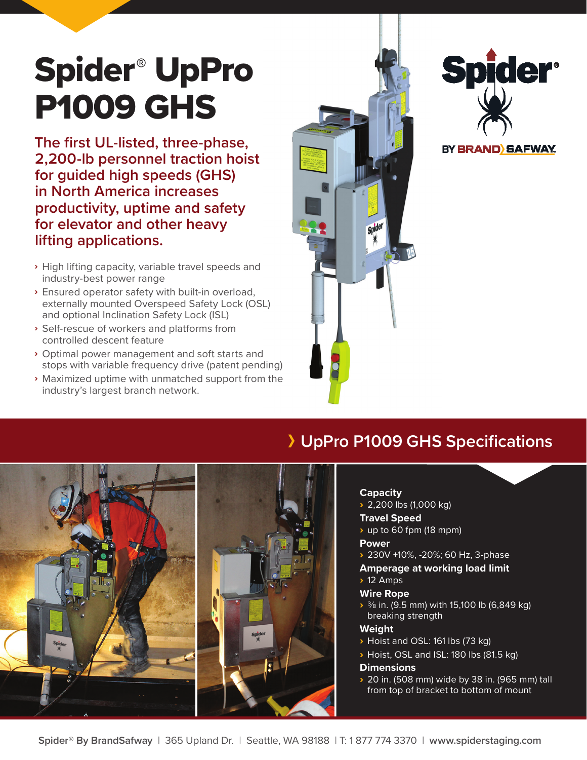# Spider® UpPro P1009 GHS

## The first UL-listed, three-phase, 2,200-lb personnel traction hoist for guided high speeds (GHS) in North America increases productivity, uptime and safety for elevator and other heavy lifting applications.

- High lifting capacity, variable travel speeds and industry-best power range
- Ensured operator safety with built-in overload, externally mounted Overspeed Safety Lock (OSL) and optional Inclination Safety Lock (ISL)
- Self-rescue of workers and platforms from controlled descent feature
- Optimal power management and soft starts and stops with variable frequency drive (patent pending)
- Maximized uptime with unmatched support from the industry's largest branch network.

Spider® BY BRANDSAFWAY

## UpPro P1009 GHS Specifications

**Capacity**
- 2,200 lbs (1,000 kg)

**Travel Speed**
- up to 60 fpm (18 mpm)

**Power**
- 230V +10%, -20%; 60 Hz, 3-phase

**Amperage at working load limit**
- 12 Amps

**Wire Rope**
- ⅜ in. (9.5 mm) with 15,100 lb (6,849 kg) breaking strength

**Weight**
- Hoist and OSL: 161 lbs (73 kg)
- Hoist, OSL and ISL: 180 lbs (81.5 kg)

**Dimensions**
- 20 in. (508 mm) wide by 38 in. (965 mm) tall from top of bracket to bottom of mount

Spider® By BrandSafway | 365 Upland Dr. | Seattle, WA 98188 | T: 1 877 774 3370 | www.spiderstaging.com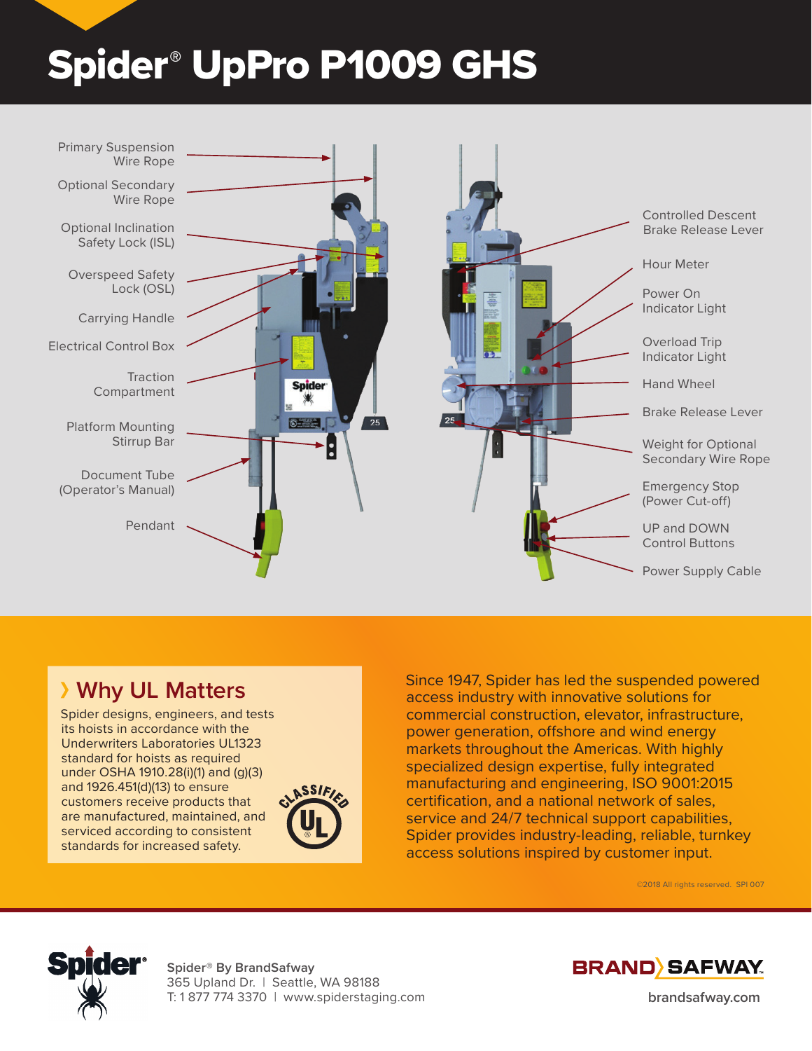# Spider® UpPro P1009 GHS

Primary Suspension Wire Rope

Optional Secondary Wire Rope

Optional Inclination Safety Lock (ISL)

Overspeed Safety Lock (OSL)

Carrying Handle

Electrical Control Box

Traction Compartment

Platform Mounting Stirrup Bar

Document Tube (Operator's Manual)

Pendant

Controlled Descent Brake Release Lever

Hour Meter

Power On Indicator Light

Overload Trip Indicator Light

Hand Wheel

Brake Release Lever

Weight for Optional Secondary Wire Rope

Emergency Stop (Power Cut-off)

UP and DOWN Control Buttons

Power Supply Cable

## › Why UL Matters

Spider designs, engineers, and tests its hoists in accordance with the Underwriters Laboratories UL1323 standard for hoists as required under OSHA 1910.28(i)(1) and (g)(3) and 1926.451(d)(13) to ensure customers receive products that are manufactured, maintained, and serviced according to consistent standards for increased safety.

CLASSIFIED UL

Since 1947, Spider has led the suspended powered access industry with innovative solutions for commercial construction, elevator, infrastructure, power generation, offshore and wind energy markets throughout the Americas. With highly specialized design expertise, fully integrated manufacturing and engineering, ISO 9001:2015 certification, and a national network of sales, service and 24/7 technical support capabilities, Spider provides industry-leading, reliable, turnkey access solutions inspired by customer input.

©2018 All rights reserved. SPI 007

Spider® By BrandSafway
365 Upland Dr. | Seattle, WA 98188
T: 1 877 774 3370 | www.spiderstaging.com

BRANDSAFWAY
brandsafway.com